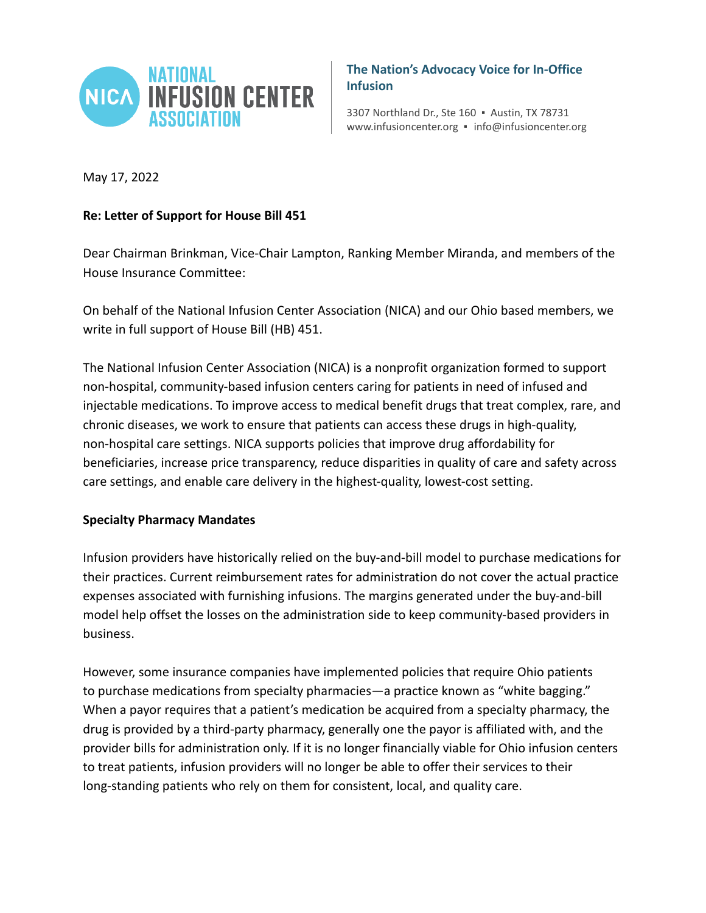NATIONAL INFUSION CENTER ASSOCIATION

**The Nation's Advocacy Voice for In-Office Infusion**

3307 Northland Dr., Ste 160 ▪ Austin, TX 78731
www.infusioncenter.org ▪ info@infusioncenter.org

May 17, 2022

**Re: Letter of Support for House Bill 451**

Dear Chairman Brinkman, Vice-Chair Lampton, Ranking Member Miranda, and members of the House Insurance Committee:

On behalf of the National Infusion Center Association (NICA) and our Ohio based members, we write in full support of House Bill (HB) 451.

The National Infusion Center Association (NICA) is a nonprofit organization formed to support non-hospital, community-based infusion centers caring for patients in need of infused and injectable medications. To improve access to medical benefit drugs that treat complex, rare, and chronic diseases, we work to ensure that patients can access these drugs in high-quality, non-hospital care settings. NICA supports policies that improve drug affordability for beneficiaries, increase price transparency, reduce disparities in quality of care and safety across care settings, and enable care delivery in the highest-quality, lowest-cost setting.

**Specialty Pharmacy Mandates**

Infusion providers have historically relied on the buy-and-bill model to purchase medications for their practices. Current reimbursement rates for administration do not cover the actual practice expenses associated with furnishing infusions. The margins generated under the buy-and-bill model help offset the losses on the administration side to keep community-based providers in business.

However, some insurance companies have implemented policies that require Ohio patients to purchase medications from specialty pharmacies—a practice known as "white bagging." When a payor requires that a patient's medication be acquired from a specialty pharmacy, the drug is provided by a third-party pharmacy, generally one the payor is affiliated with, and the provider bills for administration only. If it is no longer financially viable for Ohio infusion centers to treat patients, infusion providers will no longer be able to offer their services to their long-standing patients who rely on them for consistent, local, and quality care.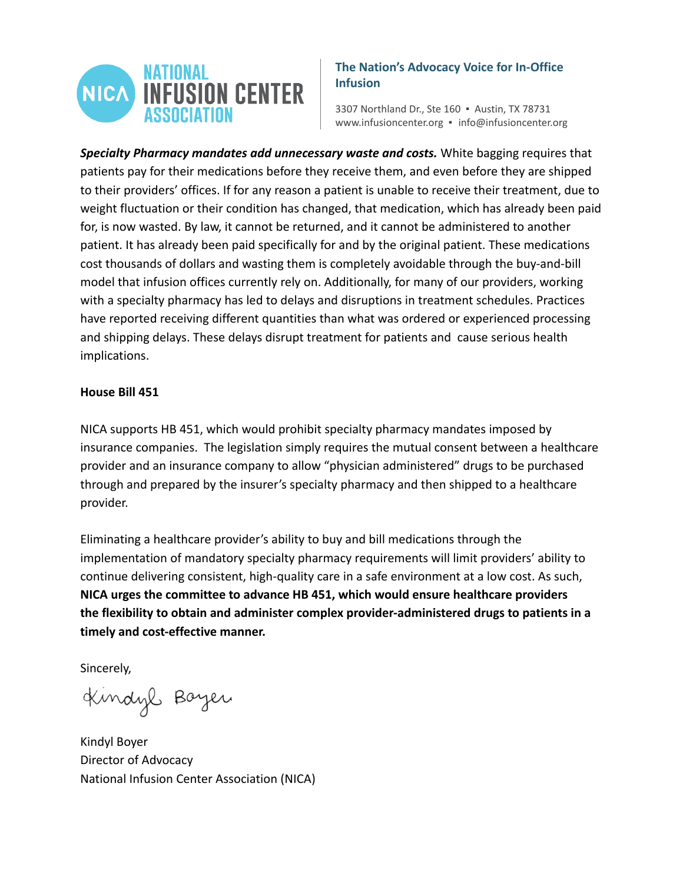***Specialty Pharmacy mandates add unnecessary waste and costs.*** White bagging requires that patients pay for their medications before they receive them, and even before they are shipped to their providers' offices. If for any reason a patient is unable to receive their treatment, due to weight fluctuation or their condition has changed, that medication, which has already been paid for, is now wasted. By law, it cannot be returned, and it cannot be administered to another patient. It has already been paid specifically for and by the original patient. These medications cost thousands of dollars and wasting them is completely avoidable through the buy-and-bill model that infusion offices currently rely on. Additionally, for many of our providers, working with a specialty pharmacy has led to delays and disruptions in treatment schedules. Practices have reported receiving different quantities than what was ordered or experienced processing and shipping delays. These delays disrupt treatment for patients and cause serious health implications.

**House Bill 451**

NICA supports HB 451, which would prohibit specialty pharmacy mandates imposed by insurance companies. The legislation simply requires the mutual consent between a healthcare provider and an insurance company to allow "physician administered" drugs to be purchased through and prepared by the insurer's specialty pharmacy and then shipped to a healthcare provider.

Eliminating a healthcare provider's ability to buy and bill medications through the implementation of mandatory specialty pharmacy requirements will limit providers' ability to continue delivering consistent, high-quality care in a safe environment at a low cost. As such, **NICA urges the committee to advance HB 451, which would ensure healthcare providers the flexibility to obtain and administer complex provider-administered drugs to patients in a timely and cost-effective manner.**

Sincerely,

Kindyl Boyer

Kindyl Boyer
Director of Advocacy
National Infusion Center Association (NICA)